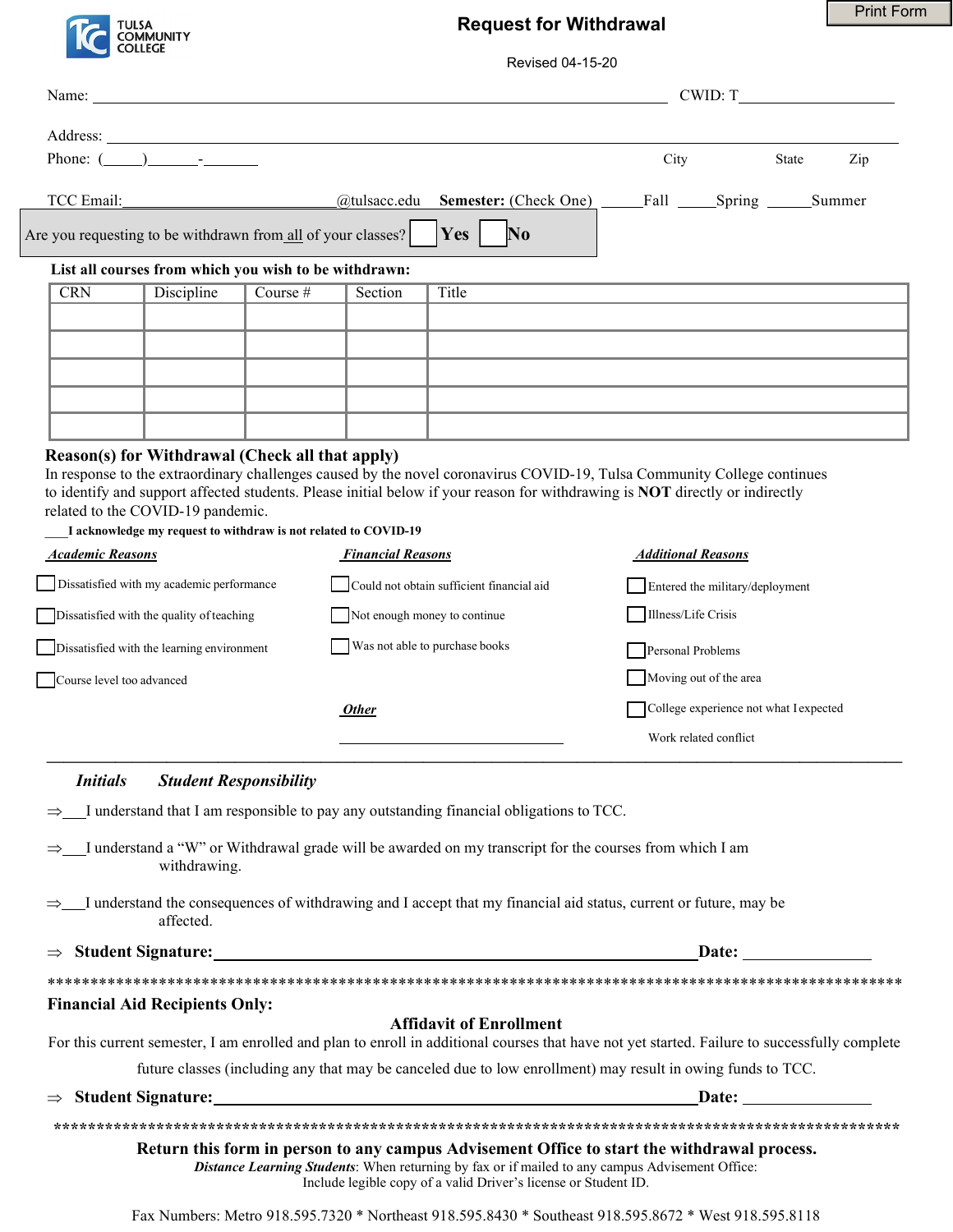TULSA COMMUNITY COLLEGE

# Request for Withdrawal

Revised 04-15-20

Print Form

Name: ______________________________ CWID: T____________________

Address: ____________________________________________________________

Phone: (_____)_______-_______ City State Zip

TCC Email:__________________________@tulsacc.edu **Semester:** (Check One) _____Fall _____Spring _____Summer

Are you requesting to be withdrawn from all of your classes? ☐ **Yes** ☐ **No**

**List all courses from which you wish to be withdrawn:**

| CRN | Discipline | Course # | Section | Title |
|---|---|---|---|---|
| | | | | |
| | | | | |
| | | | | |
| | | | | |
| | | | | |

## Reason(s) for Withdrawal (Check all that apply)

In response to the extraordinary challenges caused by the novel coronavirus COVID-19, Tulsa Community College continues to identify and support affected students. Please initial below if your reason for withdrawing is **NOT** directly or indirectly related to the COVID-19 pandemic.

___**I acknowledge my request to withdraw is not related to COVID-19**

***Academic Reasons***

- ☐ Dissatisfied with my academic performance
- ☐ Dissatisfied with the quality of teaching
- ☐ Dissatisfied with the learning environment
- ☐ Course level too advanced

***Financial Reasons***

- ☐ Could not obtain sufficient financial aid
- ☐ Not enough money to continue
- ☐ Was not able to purchase books

***Other***

______________________________

***Additional Reasons***

- ☐ Entered the military/deployment
- ☐ Illness/Life Crisis
- ☐ Personal Problems
- ☐ Moving out of the area
- ☐ College experience not what I expected
- Work related conflict

---

***Initials*** ***Student Responsibility***

⇒___I understand that I am responsible to pay any outstanding financial obligations to TCC.

⇒___I understand a "W" or Withdrawal grade will be awarded on my transcript for the courses from which I am withdrawing.

⇒___I understand the consequences of withdrawing and I accept that my financial aid status, current or future, may be affected.

⇒ **Student Signature:**______________________________**Date:** ______________

****************************************************************************************************

**Financial Aid Recipients Only:**

**Affidavit of Enrollment**

For this current semester, I am enrolled and plan to enroll in additional courses that have not yet started. Failure to successfully complete future classes (including any that may be canceled due to low enrollment) may result in owing funds to TCC.

⇒ **Student Signature:**______________________________**Date:** ______________

****************************************************************************************************

**Return this form in person to any campus Advisement Office to start the withdrawal process.**

***Distance Learning Students***: When returning by fax or if mailed to any campus Advisement Office: Include legible copy of a valid Driver's license or Student ID.

Fax Numbers: Metro 918.595.7320 * Northeast 918.595.8430 * Southeast 918.595.8672 * West 918.595.8118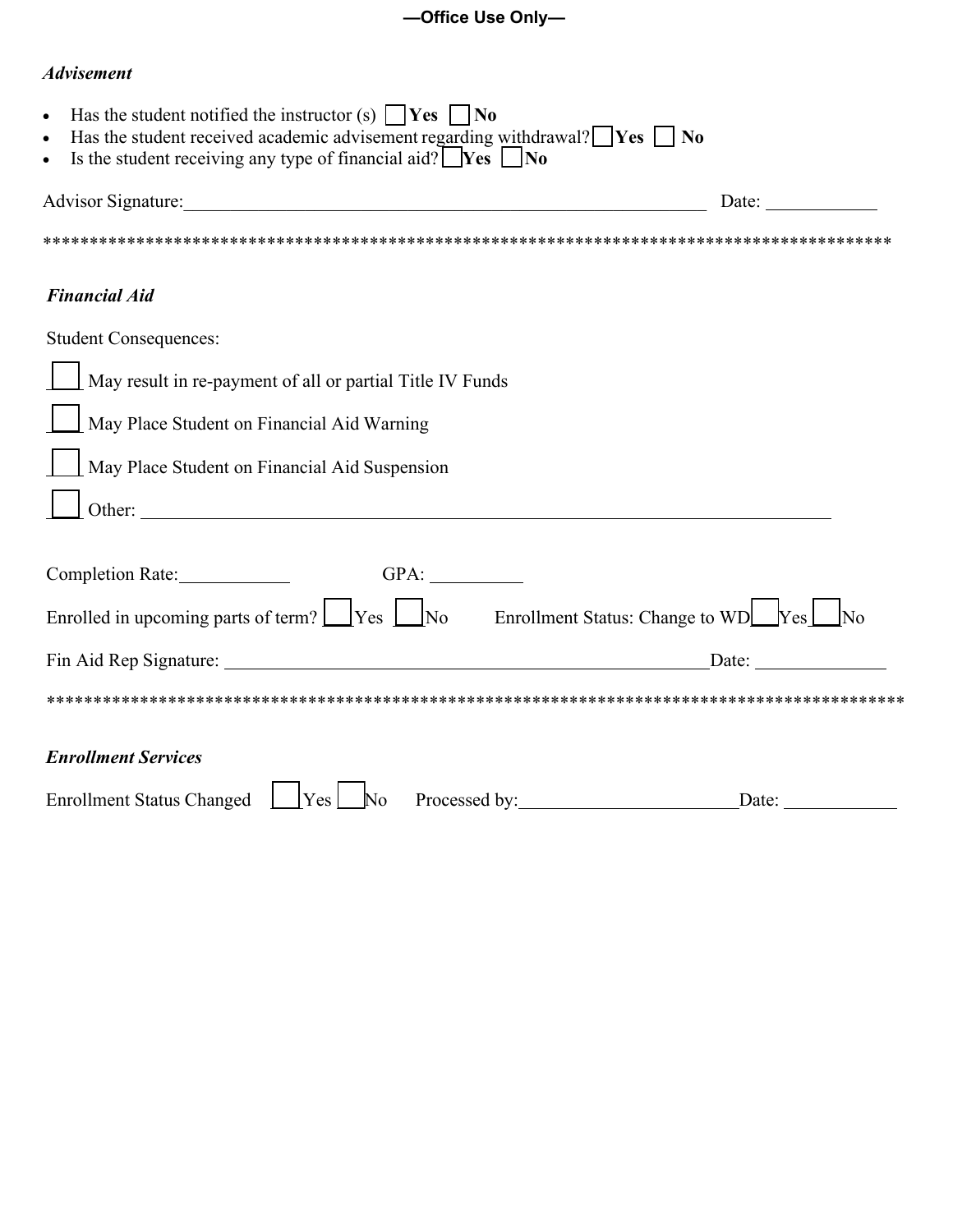**—Office Use Only—**

***Advisement***

- Has the student notified the instructor (s) ☐ **Yes** ☐ **No**
- Has the student received academic advisement regarding withdrawal? ☐ **Yes** ☐ **No**
- Is the student receiving any type of financial aid? ☐ **Yes** ☐ **No**

Advisor Signature:\_\_\_\_\_\_\_\_\_\_\_\_\_\_\_\_\_\_\_\_\_\_\_\_\_\_\_\_\_\_\_\_\_\_\_\_\_\_\_\_\_\_\_\_\_\_\_\_\_\_\_\_ Date: \_\_\_\_\_\_\_\_\_\_\_\_

**************************************************************************************************

***Financial Aid***

Student Consequences:

☐ May result in re-payment of all or partial Title IV Funds

☐ May Place Student on Financial Aid Warning

☐ May Place Student on Financial Aid Suspension

☐ Other: \_\_\_\_\_\_\_\_\_\_\_\_\_\_\_\_\_\_\_\_\_\_\_\_\_\_\_\_\_\_\_\_\_\_\_\_\_\_\_\_\_\_\_\_\_\_\_\_\_\_\_\_\_\_\_\_\_\_\_\_\_\_\_\_\_\_\_\_\_\_

Completion Rate:\_\_\_\_\_\_\_\_\_\_\_\_ GPA: \_\_\_\_\_\_\_\_\_\_

Enrolled in upcoming parts of term? ☐ Yes ☐ No  Enrollment Status: Change to WD ☐ Yes ☐ No

Fin Aid Rep Signature: \_\_\_\_\_\_\_\_\_\_\_\_\_\_\_\_\_\_\_\_\_\_\_\_\_\_\_\_\_\_\_\_\_\_\_\_\_\_\_\_\_\_\_\_\_\_\_\_\_\_\_\_Date: \_\_\_\_\_\_\_\_\_\_\_\_\_\_

**************************************************************************************************

***Enrollment Services***

Enrollment Status Changed ☐ Yes ☐ No  Processed by:\_\_\_\_\_\_\_\_\_\_\_\_\_\_\_\_\_\_\_\_\_\_\_\_Date: \_\_\_\_\_\_\_\_\_\_\_\_